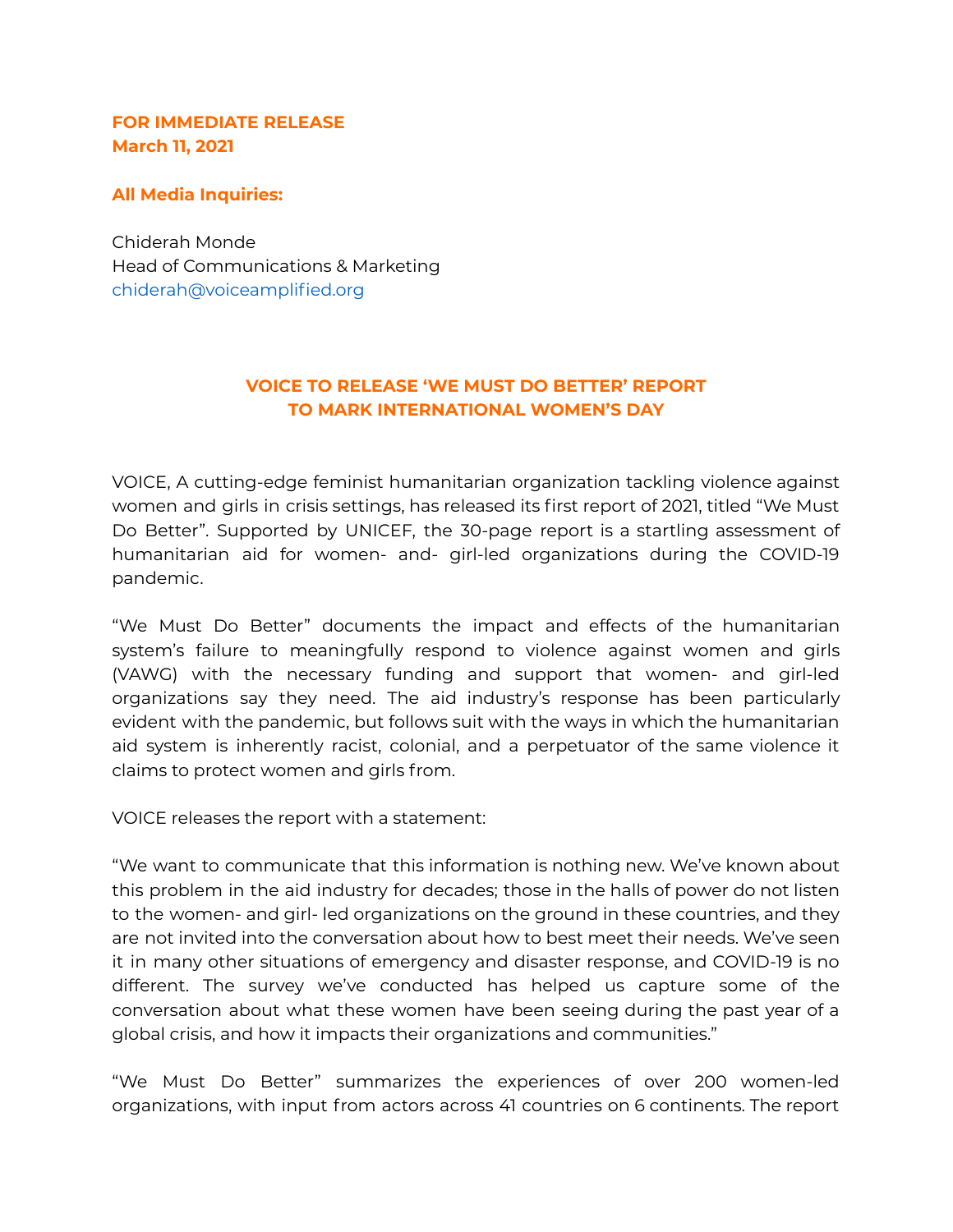**FOR IMMEDIATE RELEASE**
**March 11, 2021**

**All Media Inquiries:**

Chiderah Monde
Head of Communications & Marketing
chiderah@voiceamplified.org

## VOICE TO RELEASE 'WE MUST DO BETTER' REPORT TO MARK INTERNATIONAL WOMEN'S DAY

VOICE, A cutting-edge feminist humanitarian organization tackling violence against women and girls in crisis settings, has released its first report of 2021, titled "We Must Do Better". Supported by UNICEF, the 30-page report is a startling assessment of humanitarian aid for women- and- girl-led organizations during the COVID-19 pandemic.

"We Must Do Better" documents the impact and effects of the humanitarian system's failure to meaningfully respond to violence against women and girls (VAWG) with the necessary funding and support that women- and girl-led organizations say they need. The aid industry's response has been particularly evident with the pandemic, but follows suit with the ways in which the humanitarian aid system is inherently racist, colonial, and a perpetuator of the same violence it claims to protect women and girls from.

VOICE releases the report with a statement:

"We want to communicate that this information is nothing new. We've known about this problem in the aid industry for decades; those in the halls of power do not listen to the women- and girl- led organizations on the ground in these countries, and they are not invited into the conversation about how to best meet their needs. We've seen it in many other situations of emergency and disaster response, and COVID-19 is no different. The survey we've conducted has helped us capture some of the conversation about what these women have been seeing during the past year of a global crisis, and how it impacts their organizations and communities."

"We Must Do Better" summarizes the experiences of over 200 women-led organizations, with input from actors across 41 countries on 6 continents. The report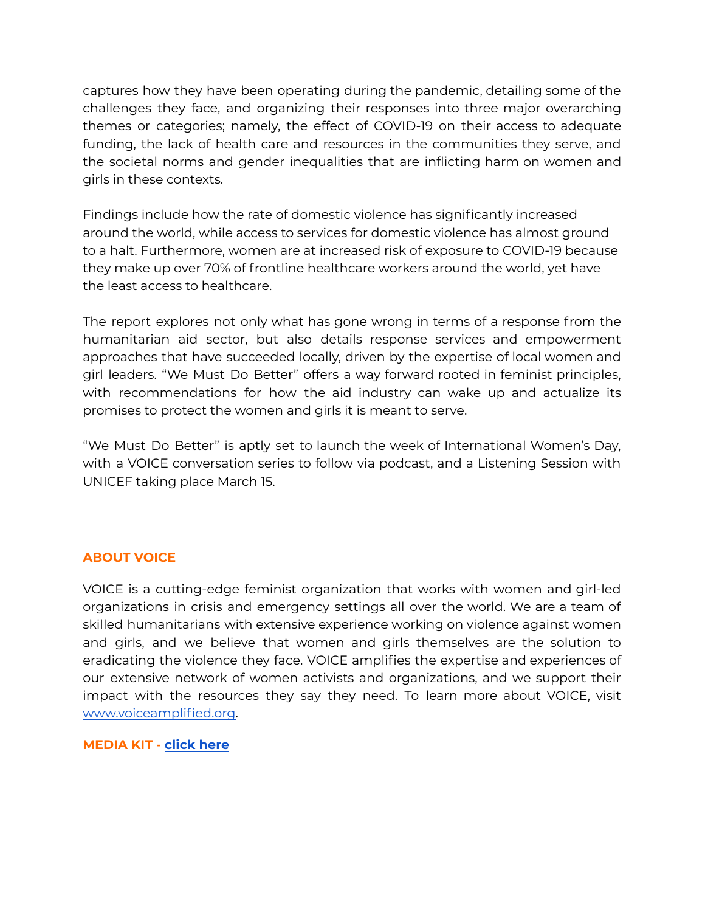captures how they have been operating during the pandemic, detailing some of the challenges they face, and organizing their responses into three major overarching themes or categories; namely, the effect of COVID-19 on their access to adequate funding, the lack of health care and resources in the communities they serve, and the societal norms and gender inequalities that are inflicting harm on women and girls in these contexts.

Findings include how the rate of domestic violence has significantly increased around the world, while access to services for domestic violence has almost ground to a halt. Furthermore, women are at increased risk of exposure to COVID-19 because they make up over 70% of frontline healthcare workers around the world, yet have the least access to healthcare.

The report explores not only what has gone wrong in terms of a response from the humanitarian aid sector, but also details response services and empowerment approaches that have succeeded locally, driven by the expertise of local women and girl leaders. "We Must Do Better" offers a way forward rooted in feminist principles, with recommendations for how the aid industry can wake up and actualize its promises to protect the women and girls it is meant to serve.

"We Must Do Better" is aptly set to launch the week of International Women's Day, with a VOICE conversation series to follow via podcast, and a Listening Session with UNICEF taking place March 15.

## ABOUT VOICE

VOICE is a cutting-edge feminist organization that works with women and girl-led organizations in crisis and emergency settings all over the world. We are a team of skilled humanitarians with extensive experience working on violence against women and girls, and we believe that women and girls themselves are the solution to eradicating the violence they face. VOICE amplifies the expertise and experiences of our extensive network of women activists and organizations, and we support their impact with the resources they say they need. To learn more about VOICE, visit [www.voiceamplified.org](http://www.voiceamplified.org).

**MEDIA KIT - click here**